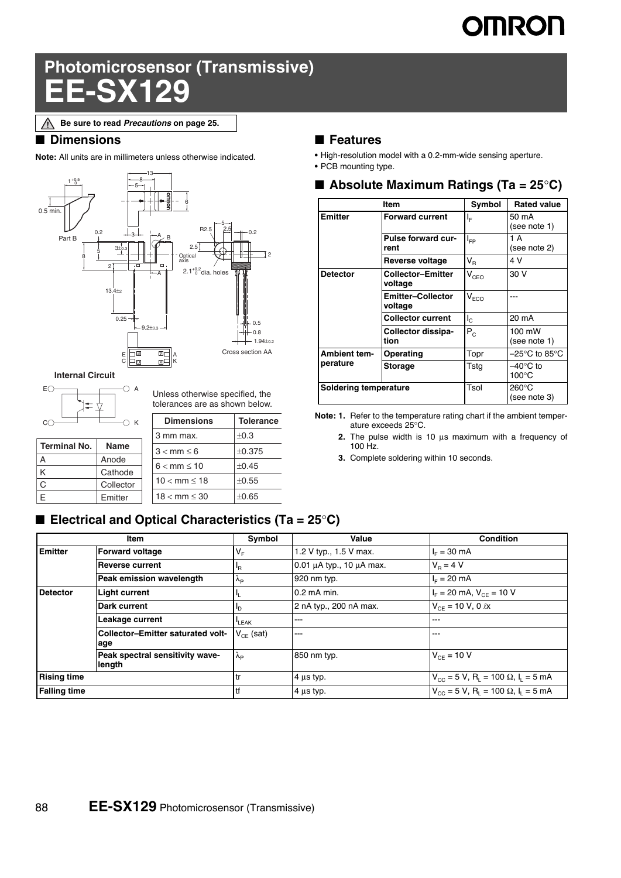# Photomicrosensor (Transmissive)

# EE-SX129

⚠ Be sure to read *Precautions* on page 25.

## ■ Dimensions

**Note:** All units are in millimeters unless otherwise indicated.

**Internal Circuit**

| Terminal No. | Name |
|---|---|
| A | Anode |
| K | Cathode |
| C | Collector |
| E | Emitter |

Unless otherwise specified, the tolerances are as shown below.

| Dimensions | Tolerance |
|---|---|
| 3 mm max. | ±0.3 |
| 3 < mm ≤ 6 | ±0.375 |
| 6 < mm ≤ 10 | ±0.45 |
| 10 < mm ≤ 18 | ±0.55 |
| 18 < mm ≤ 30 | ±0.65 |

## ■ Features

- High-resolution model with a 0.2-mm-wide sensing aperture.
- PCB mounting type.

## ■ Absolute Maximum Ratings (Ta = 25°C)

| Item | | Symbol | Rated value |
|---|---|---|---|
| Emitter | Forward current | $I_F$ | 50 mA (see note 1) |
| | Pulse forward current | $I_{FP}$ | 1 A (see note 2) |
| | Reverse voltage | $V_R$ | 4 V |
| Detector | Collector–Emitter voltage | $V_{CEO}$ | 30 V |
| | Emitter–Collector voltage | $V_{ECO}$ | --- |
| | Collector current | $I_C$ | 20 mA |
| | Collector dissipation | $P_C$ | 100 mW (see note 1) |
| Ambient temperature | Operating | Topr | –25°C to 85°C |
| | Storage | Tstg | –40°C to 100°C |
| Soldering temperature | | Tsol | 260°C (see note 3) |

**Note: 1.** Refer to the temperature rating chart if the ambient temperature exceeds 25°C.

**2.** The pulse width is 10 μs maximum with a frequency of 100 Hz.

**3.** Complete soldering within 10 seconds.

## ■ Electrical and Optical Characteristics (Ta = 25°C)

| Item | | Symbol | Value | Condition |
|---|---|---|---|---|
| Emitter | Forward voltage | $V_F$ | 1.2 V typ., 1.5 V max. | $I_F$ = 30 mA |
| | Reverse current | $I_R$ | 0.01 μA typ., 10 μA max. | $V_R$ = 4 V |
| | Peak emission wavelength | $\lambda_P$ | 920 nm typ. | $I_F$ = 20 mA |
| Detector | Light current | $I_L$ | 0.2 mA min. | $I_F$ = 20 mA, $V_{CE}$ = 10 V |
| | Dark current | $I_D$ | 2 nA typ., 200 nA max. | $V_{CE}$ = 10 V, 0 ℓx |
| | Leakage current | $I_{LEAK}$ | --- | --- |
| | Collector–Emitter saturated voltage | $V_{CE}$ (sat) | --- | --- |
| | Peak spectral sensitivity wavelength | $\lambda_P$ | 850 nm typ. | $V_{CE}$ = 10 V |
| Rising time | | tr | 4 μs typ. | $V_{CC}$ = 5 V, $R_L$ = 100 Ω, $I_L$ = 5 mA |
| Falling time | | tf | 4 μs typ. | $V_{CC}$ = 5 V, $R_L$ = 100 Ω, $I_L$ = 5 mA |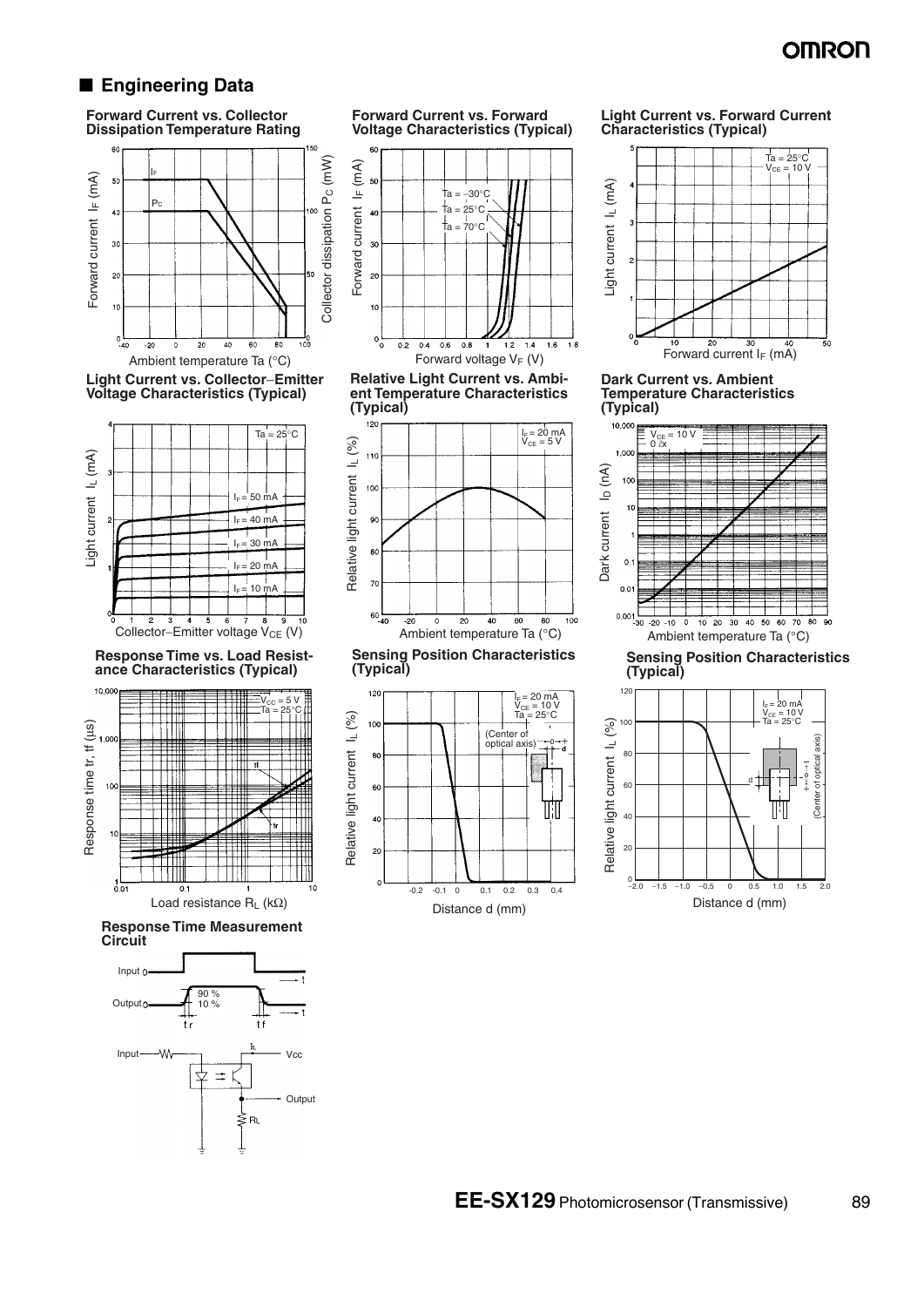## ■ Engineering Data

**Forward Current vs. Collector Dissipation Temperature Rating**

Forward current $I_F$ (mA)

Collector dissipation $P_C$ (mW)

$I_F$

$P_C$

Ambient temperature Ta (°C)

**Forward Current vs. Forward Voltage Characteristics (Typical)**

Forward current $I_F$ (mA)

Ta = −30°C

Ta = 25°C

Ta = 70°C

Forward voltage $V_F$ (V)

**Light Current vs. Forward Current Characteristics (Typical)**

Ta = 25°C
$V_{CE}$ = 10 V

Light current $I_L$ (mA)

Forward current $I_F$ (mA)

**Light Current vs. Collector−Emitter Voltage Characteristics (Typical)**

Ta = 25°C

$I_F$ = 50 mA

$I_F$ = 40 mA

$I_F$ = 30 mA

$I_F$ = 20 mA

$I_F$ = 10 mA

Light current $I_L$ (mA)

Collector−Emitter voltage $V_{CE}$ (V)

**Relative Light Current vs. Ambient Temperature Characteristics (Typical)**

$I_F$ = 20 mA
$V_{CE}$ = 5 V

Relative light current $I_L$ (%)

Ambient temperature Ta (°C)

**Dark Current vs. Ambient Temperature Characteristics (Typical)**

$V_{CE}$ = 10 V
0 ℓx

Dark current $I_D$ (nA)

Ambient temperature Ta (°C)

**Response Time vs. Load Resistance Characteristics (Typical)**

$V_{CC}$ = 5 V
Ta = 25°C

tf

tr

Response time tr, tf (μs)

Load resistance $R_L$ (kΩ)

**Sensing Position Characteristics (Typical)**

$I_F$ = 20 mA
$V_{CE}$ = 10 V
Ta = 25°C

(Center of optical axis)

d

Relative light current $I_L$ (%)

Distance d (mm)

**Sensing Position Characteristics (Typical)**

$I_F$ = 20 mA
$V_{CE}$ = 10 V
Ta = 25°C

(Center of optical axis)

d

Relative light current $I_L$ (%)

Distance d (mm)

**Response Time Measurement Circuit**

Input

Output

90 %
10 %

t

tr

tf

Input

$I_L$

Vcc

Output

$R_L$

**EE-SX129** Photomicrosensor (Transmissive)